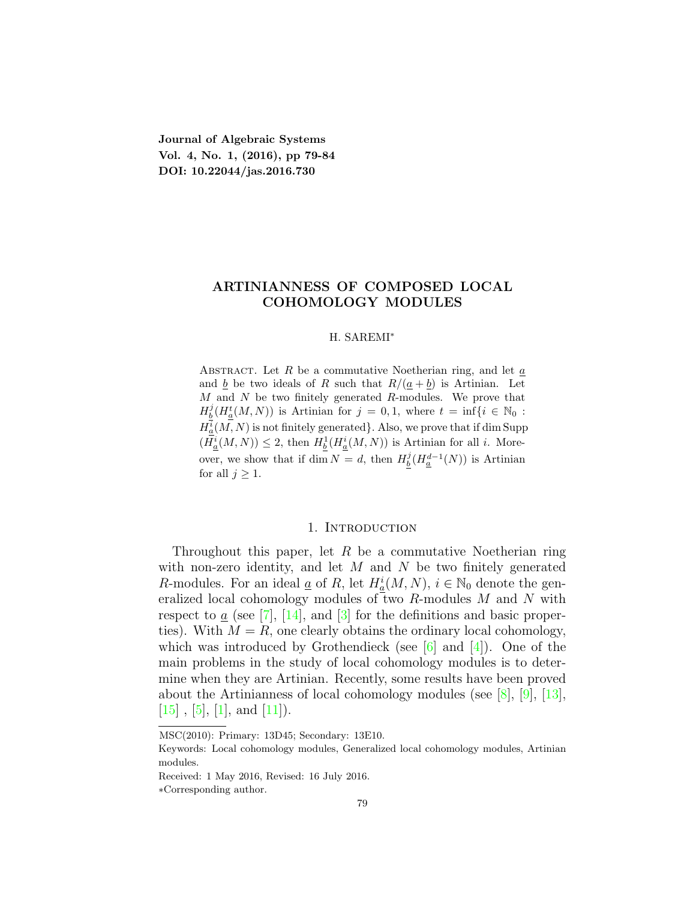**Journal of Algebraic Systems**
**Vol. 4, No. 1, (2016), pp 79-84**
**DOI: 10.22044/jas.2016.730**

# ARTINIANNESS OF COMPOSED LOCAL COHOMOLOGY MODULES

H. SAREMI*

Abstract. Let $R$ be a commutative Noetherian ring, and let $\underline{a}$ and $\underline{b}$ be two ideals of $R$ such that $R/(\underline{a}+\underline{b})$ is Artinian. Let $M$ and $N$ be two finitely generated $R$-modules. We prove that $H^j_{\underline{b}}(H^t_{\underline{a}}(M,N))$ is Artinian for $j=0,1$, where $t=\inf\{i\in\mathbb{N}_0 : H^i_{\underline{a}}(M,N)$ is not finitely generated$\}$. Also, we prove that if $\dim \operatorname{Supp}(H^i_{\underline{a}}(M,N))\leq 2$, then $H^1_{\underline{b}}(H^i_{\underline{a}}(M,N))$ is Artinian for all $i$. Moreover, we show that if $\dim N=d$, then $H^j_{\underline{b}}(H^{d-1}_{\underline{a}}(N))$ is Artinian for all $j\geq 1$.

## 1. Introduction

Throughout this paper, let $R$ be a commutative Noetherian ring with non-zero identity, and let $M$ and $N$ be two finitely generated $R$-modules. For an ideal $\underline{a}$ of $R$, let $H^i_{\underline{a}}(M,N)$, $i\in\mathbb{N}_0$ denote the generalized local cohomology modules of two $R$-modules $M$ and $N$ with respect to $\underline{a}$ (see [7], [14], and [3] for the definitions and basic properties). With $M=R$, one clearly obtains the ordinary local cohomology, which was introduced by Grothendieck (see [6] and [4]). One of the main problems in the study of local cohomology modules is to determine when they are Artinian. Recently, some results have been proved about the Artinianness of local cohomology modules (see [8], [9], [13], [15] , [5], [1], and [11]).

MSC(2010): Primary: 13D45; Secondary: 13E10.

Keywords: Local cohomology modules, Generalized local cohomology modules, Artinian modules.

Received: 1 May 2016, Revised: 16 July 2016.

*Corresponding author.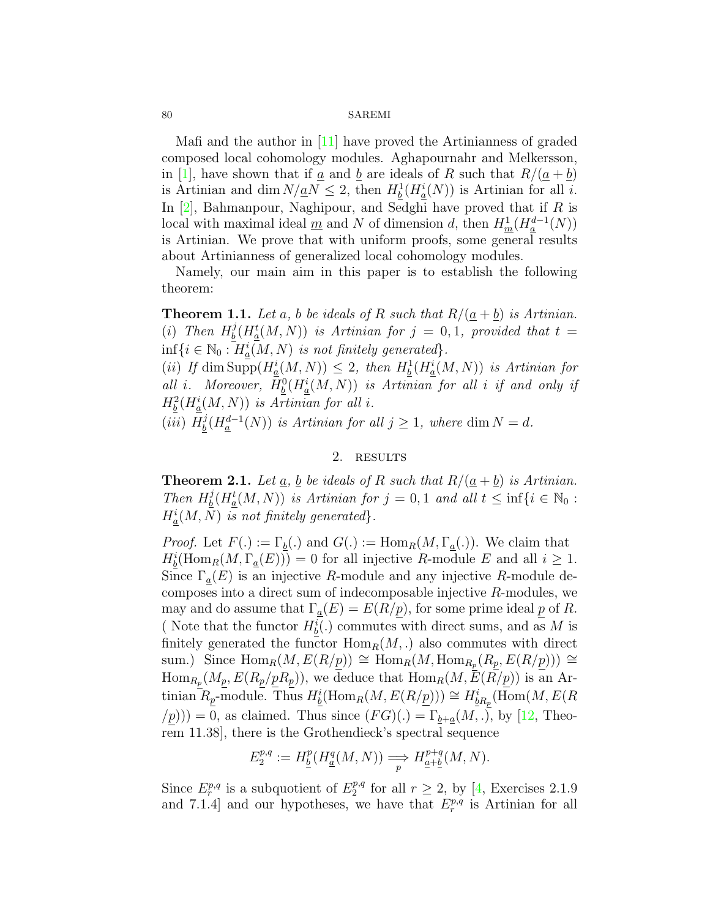Mafi and the author in [11] have proved the Artinianness of graded composed local cohomology modules. Aghapournahr and Melkersson, in [1], have shown that if $\underline{a}$ and $\underline{b}$ are ideals of $R$ such that $R/(\underline{a}+\underline{b})$ is Artinian and $\dim N/\underline{a}N \leq 2$, then $H^1_{\underline{b}}(H^i_{\underline{a}}(N))$ is Artinian for all $i$. In [2], Bahmanpour, Naghipour, and Sedghi have proved that if $R$ is local with maximal ideal $\underline{m}$ and $N$ of dimension $d$, then $H^1_{\underline{m}}(H^{d-1}_{\underline{a}}(N))$ is Artinian. We prove that with uniform proofs, some general results about Artinianness of generalized local cohomology modules.

Namely, our main aim in this paper is to establish the following theorem:

**Theorem 1.1.** *Let $a$, $b$ be ideals of $R$ such that $R/(\underline{a}+\underline{b})$ is Artinian.*
*(i) Then $H^j_{\underline{b}}(H^t_{\underline{a}}(M,N))$ is Artinian for $j = 0, 1$, provided that $t = \inf\{i \in \mathbb{N}_0 : H^i_{\underline{a}}(M,N)$ is not finitely generated$\}$.*
*(ii) If $\dim \operatorname{Supp}(H^i_{\underline{a}}(M,N)) \leq 2$, then $H^1_{\underline{b}}(H^i_{\underline{a}}(M,N))$ is Artinian for all $i$. Moreover, $H^0_{\underline{b}}(H^i_{\underline{a}}(M,N))$ is Artinian for all $i$ if and only if $H^2_{\underline{b}}(H^i_{\underline{a}}(M,N))$ is Artinian for all $i$.*
*(iii) $H^j_{\underline{b}}(H^{d-1}_{\underline{a}}(N))$ is Artinian for all $j \geq 1$, where $\dim N = d$.*

## 2. results

**Theorem 2.1.** *Let $\underline{a}$, $\underline{b}$ be ideals of $R$ such that $R/(\underline{a}+\underline{b})$ is Artinian. Then $H^j_{\underline{b}}(H^t_{\underline{a}}(M,N))$ is Artinian for $j = 0, 1$ and all $t \leq \inf\{i \in \mathbb{N}_0 : H^i_{\underline{a}}(M,N)$ is not finitely generated$\}$.*

*Proof.* Let $F(.) := \Gamma_{\underline{b}}(.)$ and $G(.) := \operatorname{Hom}_R(M, \Gamma_{\underline{a}}(.))$. We claim that $H^i_{\underline{b}}(\operatorname{Hom}_R(M, \Gamma_{\underline{a}}(E))) = 0$ for all injective $R$-module $E$ and all $i \geq 1$. Since $\Gamma_{\underline{a}}(E)$ is an injective $R$-module and any injective $R$-module decomposes into a direct sum of indecomposable injective $R$-modules, we may and do assume that $\Gamma_{\underline{a}}(E) = E(R/\underline{p})$, for some prime ideal $\underline{p}$ of $R$. ( Note that the functor $H^i_{\underline{b}}(.)$ commutes with direct sums, and as $M$ is finitely generated the functor $\operatorname{Hom}_R(M, .)$ also commutes with direct sum.) Since $\operatorname{Hom}_R(M, E(R/\underline{p})) \cong \operatorname{Hom}_R(M, \operatorname{Hom}_{R_{\underline{p}}}(R_{\underline{p}}, E(R/\underline{p}))) \cong \operatorname{Hom}_{R_{\underline{p}}}(M_{\underline{p}}, E(R_{\underline{p}}/\underline{p}R_{\underline{p}}))$, we deduce that $\operatorname{Hom}_R(M, E(R/\underline{p}))$ is an Artinian $R_{\underline{p}}$-module. Thus $H^i_{\underline{b}}(\operatorname{Hom}_R(M, E(R/\underline{p}))) \cong H^i_{\underline{b}R_{\underline{p}}}(\operatorname{Hom}(M, E(R/\underline{p}))) = 0$, as claimed. Thus since $(FG)(.) = \Gamma_{\underline{b}+\underline{a}}(M, .)$, by [12, Theorem 11.38], there is the Grothendieck's spectral sequence

$$E^{p,q}_2 := H^p_{\underline{b}}(H^q_{\underline{a}}(M,N)) \underset{p}{\Longrightarrow} H^{p+q}_{\underline{a}+\underline{b}}(M,N).$$

Since $E^{p,q}_r$ is a subquotient of $E^{p,q}_2$ for all $r \geq 2$, by [4, Exercises 2.1.9 and 7.1.4] and our hypotheses, we have that $E^{p,q}_r$ is Artinian for all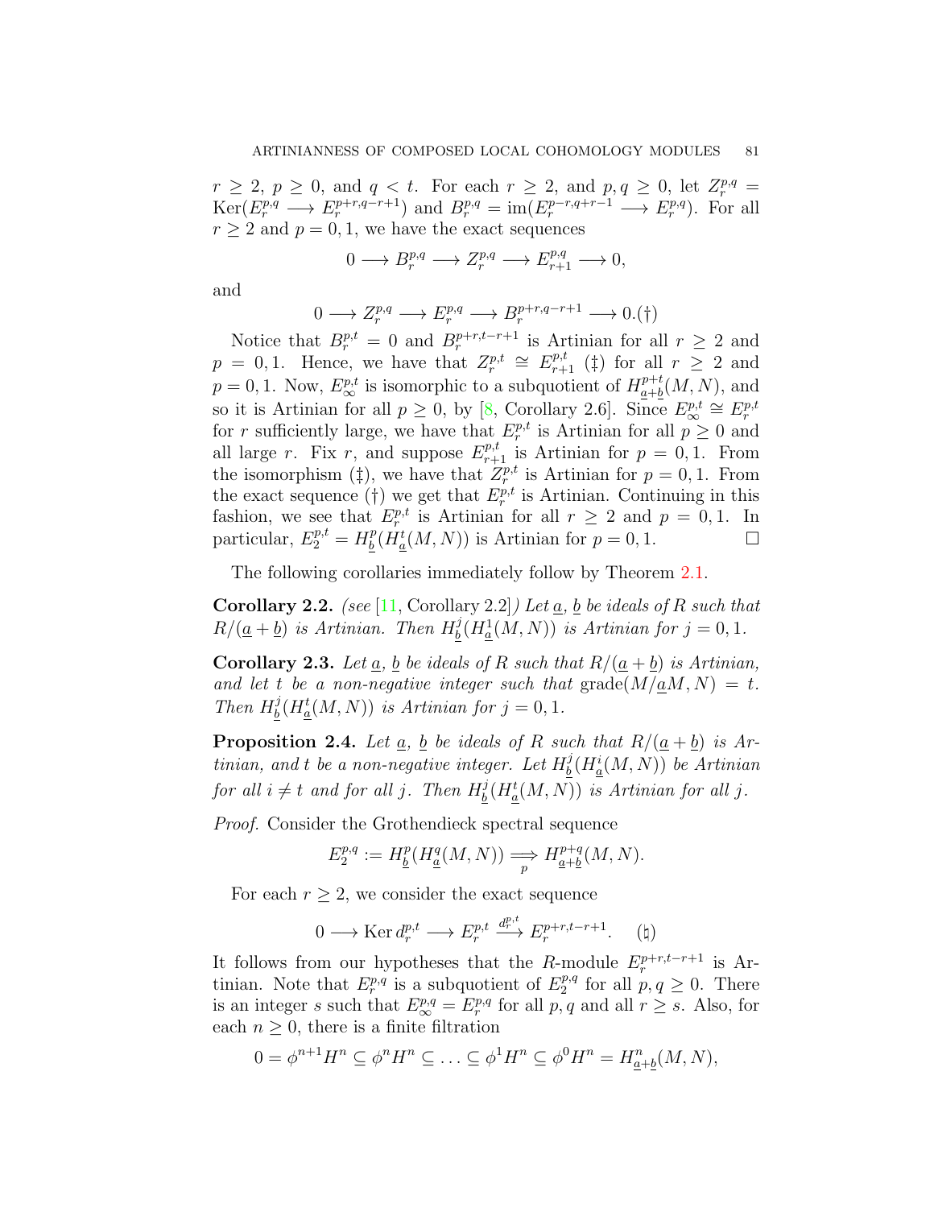$r \geq 2$, $p \geq 0$, and $q < t$. For each $r \geq 2$, and $p, q \geq 0$, let $Z_r^{p,q} = \operatorname{Ker}(E_r^{p,q} \longrightarrow E_r^{p+r,q-r+1})$ and $B_r^{p,q} = \operatorname{im}(E_r^{p-r,q+r-1} \longrightarrow E_r^{p,q})$. For all $r \geq 2$ and $p = 0, 1$, we have the exact sequences

$$0 \longrightarrow B_r^{p,q} \longrightarrow Z_r^{p,q} \longrightarrow E_{r+1}^{p,q} \longrightarrow 0,$$

and

$$0 \longrightarrow Z_r^{p,q} \longrightarrow E_r^{p,q} \longrightarrow B_r^{p+r,q-r+1} \longrightarrow 0. (\dagger)$$

Notice that $B_r^{p,t} = 0$ and $B_r^{p+r,t-r+1}$ is Artinian for all $r \geq 2$ and $p = 0, 1$. Hence, we have that $Z_r^{p,t} \cong E_{r+1}^{p,t}$ $(\ddagger)$ for all $r \geq 2$ and $p = 0, 1$. Now, $E_\infty^{p,t}$ is isomorphic to a subquotient of $H_{\underline{a}+\underline{b}}^{p+t}(M, N)$, and so it is Artinian for all $p \geq 0$, by [8, Corollary 2.6]. Since $E_\infty^{p,t} \cong E_r^{p,t}$ for $r$ sufficiently large, we have that $E_r^{p,t}$ is Artinian for all $p \geq 0$ and all large $r$. Fix $r$, and suppose $E_{r+1}^{p,t}$ is Artinian for $p = 0, 1$. From the isomorphism $(\ddagger)$, we have that $Z_r^{p,t}$ is Artinian for $p = 0, 1$. From the exact sequence $(\dagger)$ we get that $E_r^{p,t}$ is Artinian. Continuing in this fashion, we see that $E_r^{p,t}$ is Artinian for all $r \geq 2$ and $p = 0, 1$. In particular, $E_2^{p,t} = H_{\underline{b}}^p(H_{\underline{a}}^t(M, N))$ is Artinian for $p = 0, 1$. $\square$

The following corollaries immediately follow by Theorem 2.1.

**Corollary 2.2.** *(see [11, Corollary 2.2]) Let $\underline{a}$, $\underline{b}$ be ideals of $R$ such that $R/(\underline{a} + \underline{b})$ is Artinian. Then $H_{\underline{b}}^j(H_{\underline{a}}^1(M, N))$ is Artinian for $j = 0, 1$.*

**Corollary 2.3.** *Let $\underline{a}$, $\underline{b}$ be ideals of $R$ such that $R/(\underline{a} + \underline{b})$ is Artinian, and let $t$ be a non-negative integer such that $\operatorname{grade}(M/\underline{a}M, N) = t$. Then $H_{\underline{b}}^j(H_{\underline{a}}^t(M, N))$ is Artinian for $j = 0, 1$.*

**Proposition 2.4.** *Let $\underline{a}$, $\underline{b}$ be ideals of $R$ such that $R/(\underline{a} + \underline{b})$ is Artinian, and $t$ be a non-negative integer. Let $H_{\underline{b}}^j(H_{\underline{a}}^i(M, N))$ be Artinian for all $i \neq t$ and for all $j$. Then $H_{\underline{b}}^j(H_{\underline{a}}^t(M, N))$ is Artinian for all $j$.*

*Proof.* Consider the Grothendieck spectral sequence

$$E_2^{p,q} := H_{\underline{b}}^p(H_{\underline{a}}^q(M, N)) \underset{p}{\Longrightarrow} H_{\underline{a}+\underline{b}}^{p+q}(M, N).$$

For each $r \geq 2$, we consider the exact sequence

$$0 \longrightarrow \operatorname{Ker} d_r^{p,t} \longrightarrow E_r^{p,t} \xrightarrow{d_r^{p,t}} E_r^{p+r,t-r+1}. \quad (\natural)$$

It follows from our hypotheses that the $R$-module $E_r^{p+r,t-r+1}$ is Artinian. Note that $E_r^{p,q}$ is a subquotient of $E_2^{p,q}$ for all $p, q \geq 0$. There is an integer $s$ such that $E_\infty^{p,q} = E_r^{p,q}$ for all $p, q$ and all $r \geq s$. Also, for each $n \geq 0$, there is a finite filtration

$$0 = \phi^{n+1}H^n \subseteq \phi^n H^n \subseteq \ldots \subseteq \phi^1 H^n \subseteq \phi^0 H^n = H_{\underline{a}+\underline{b}}^n(M, N),$$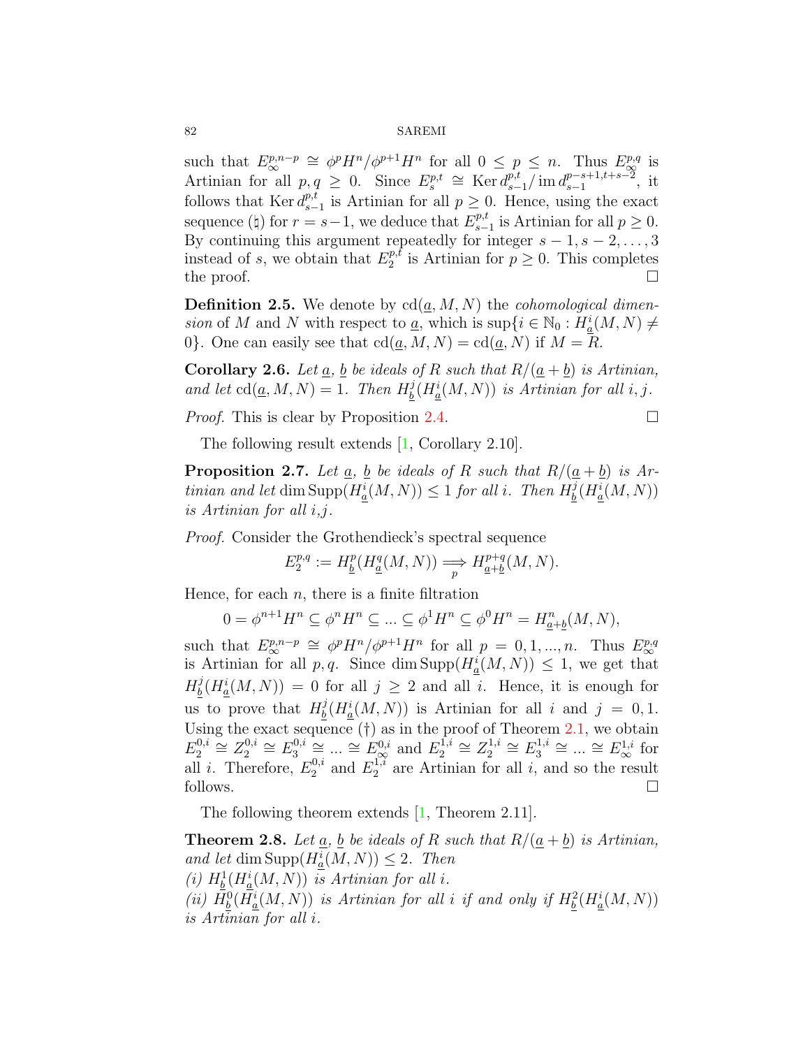such that $E_\infty^{p,n-p} \cong \phi^p H^n/\phi^{p+1}H^n$ for all $0 \leq p \leq n$. Thus $E_\infty^{p,q}$ is Artinian for all $p, q \geq 0$. Since $E_s^{p,t} \cong \operatorname{Ker} d_{s-1}^{p,t}/\operatorname{im} d_{s-1}^{p-s+1,t+s-2}$, it follows that $\operatorname{Ker} d_{s-1}^{p,t}$ is Artinian for all $p \geq 0$. Hence, using the exact sequence (♮) for $r = s-1$, we deduce that $E_{s-1}^{p,t}$ is Artinian for all $p \geq 0$. By continuing this argument repeatedly for integer $s-1, s-2, \ldots, 3$ instead of $s$, we obtain that $E_2^{p,t}$ is Artinian for $p \geq 0$. This completes the proof. □

**Definition 2.5.** We denote by $\operatorname{cd}(\underline{a}, M, N)$ the *cohomological dimension* of $M$ and $N$ with respect to $\underline{a}$, which is $\sup\{i \in \mathbb{N}_0 : H_{\underline{a}}^i(M, N) \neq 0\}$. One can easily see that $\operatorname{cd}(\underline{a}, M, N) = \operatorname{cd}(\underline{a}, N)$ if $M = R$.

**Corollary 2.6.** *Let $\underline{a}$, $\underline{b}$ be ideals of $R$ such that $R/(\underline{a} + \underline{b})$ is Artinian, and let $\operatorname{cd}(\underline{a}, M, N) = 1$. Then $H_{\underline{b}}^j(H_{\underline{a}}^i(M, N))$ is Artinian for all $i, j$.*

*Proof.* This is clear by Proposition 2.4. □

The following result extends [1, Corollary 2.10].

**Proposition 2.7.** *Let $\underline{a}$, $\underline{b}$ be ideals of $R$ such that $R/(\underline{a} + \underline{b})$ is Artinian and let $\dim \operatorname{Supp}(H_{\underline{a}}^i(M, N)) \leq 1$ for all $i$. Then $H_{\underline{b}}^j(H_{\underline{a}}^i(M, N))$ is Artinian for all $i$,$j$.*

*Proof.* Consider the Grothendieck's spectral sequence

$$E_2^{p,q} := H_{\underline{b}}^p(H_{\underline{a}}^q(M, N)) \underset{p}{\Longrightarrow} H_{\underline{a}+\underline{b}}^{p+q}(M, N).$$

Hence, for each $n$, there is a finite filtration

$$0 = \phi^{n+1}H^n \subseteq \phi^n H^n \subseteq \ldots \subseteq \phi^1 H^n \subseteq \phi^0 H^n = H_{\underline{a}+\underline{b}}^n(M, N),$$

such that $E_\infty^{p,n-p} \cong \phi^p H^n/\phi^{p+1}H^n$ for all $p = 0, 1, \ldots, n$. Thus $E_\infty^{p,q}$ is Artinian for all $p, q$. Since $\dim \operatorname{Supp}(H_{\underline{a}}^i(M, N)) \leq 1$, we get that $H_{\underline{b}}^j(H_{\underline{a}}^i(M, N)) = 0$ for all $j \geq 2$ and all $i$. Hence, it is enough for us to prove that $H_{\underline{b}}^j(H_{\underline{a}}^i(M, N))$ is Artinian for all $i$ and $j = 0, 1$. Using the exact sequence (†) as in the proof of Theorem 2.1, we obtain $E_2^{0,i} \cong Z_2^{0,i} \cong E_3^{0,i} \cong \ldots \cong E_\infty^{0,i}$ and $E_2^{1,i} \cong Z_2^{1,i} \cong E_3^{1,i} \cong \ldots \cong E_\infty^{1,i}$ for all $i$. Therefore, $E_2^{0,i}$ and $E_2^{1,i}$ are Artinian for all $i$, and so the result follows. □

The following theorem extends [1, Theorem 2.11].

**Theorem 2.8.** *Let $\underline{a}$, $\underline{b}$ be ideals of $R$ such that $R/(\underline{a} + \underline{b})$ is Artinian, and let $\dim \operatorname{Supp}(H_{\underline{a}}^i(M, N)) \leq 2$. Then*
*(i) $H_{\underline{b}}^1(H_{\underline{a}}^i(M, N))$ is Artinian for all $i$.*
*(ii) $H_{\underline{b}}^0(H_{\underline{a}}^i(M, N))$ is Artinian for all $i$ if and only if $H_{\underline{b}}^2(H_{\underline{a}}^i(M, N))$ is Artinian for all $i$.*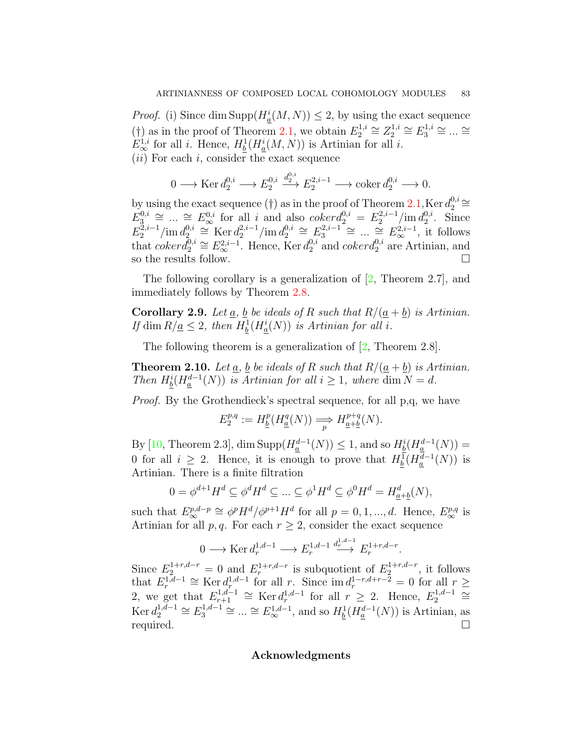*Proof.* (i) Since $\dim \operatorname{Supp}(H^i_{\underline{a}}(M,N)) \leq 2$, by using the exact sequence (†) as in the proof of Theorem 2.1, we obtain $E_2^{1,i} \cong Z_2^{1,i} \cong E_3^{1,i} \cong ... \cong E_\infty^{1,i}$ for all $i$. Hence, $H^1_{\underline{b}}(H^i_{\underline{a}}(M,N))$ is Artinian for all $i$.
$(ii)$ For each $i$, consider the exact sequence

$$0 \longrightarrow \operatorname{Ker} d_2^{0,i} \longrightarrow E_2^{0,i} \xrightarrow{d_2^{0,i}} E_2^{2,i-1} \longrightarrow \operatorname{coker} d_2^{0,i} \longrightarrow 0.$$

by using the exact sequence (†) as in the proof of Theorem 2.1, $\operatorname{Ker} d_2^{0,i} \cong E_3^{0,i} \cong ... \cong E_\infty^{0,i}$ for all $i$ and also $coker d_2^{0,i} = E_2^{2,i-1}/\operatorname{im} d_2^{0,i}$. Since $E_2^{2,i-1}/\operatorname{im} d_2^{0,i} \cong \operatorname{Ker} d_2^{2,i-1}/\operatorname{im} d_2^{0,i} \cong E_3^{2,i-1} \cong ... \cong E_\infty^{2,i-1}$, it follows that $coker d_2^{0,i} \cong E_\infty^{2,i-1}$. Hence, $\operatorname{Ker} d_2^{0,i}$ and $coker d_2^{0,i}$ are Artinian, and so the results follow. □

The following corollary is a generalization of [2, Theorem 2.7], and immediately follows by Theorem 2.8.

**Corollary 2.9.** *Let $\underline{a}$, $\underline{b}$ be ideals of $R$ such that $R/(\underline{a}+\underline{b})$ is Artinian. If $\dim R/\underline{a} \leq 2$, then $H^1_{\underline{b}}(H^i_{\underline{a}}(N))$ is Artinian for all $i$.*

The following theorem is a generalization of [2, Theorem 2.8].

**Theorem 2.10.** *Let $\underline{a}$, $\underline{b}$ be ideals of $R$ such that $R/(\underline{a}+\underline{b})$ is Artinian. Then $H^i_{\underline{b}}(H^{d-1}_{\underline{a}}(N))$ is Artinian for all $i \geq 1$, where $\dim N = d$.*

*Proof.* By the Grothendieck's spectral sequence, for all p,q, we have

$$E_2^{p,q} := H^p_{\underline{b}}(H^q_{\underline{a}}(N)) \underset{p}{\Longrightarrow} H^{p+q}_{\underline{a}+\underline{b}}(N).$$

By [10, Theorem 2.3], $\dim \operatorname{Supp}(H^{d-1}_{\underline{a}}(N)) \leq 1$, and so $H^i_{\underline{b}}(H^{d-1}_{\underline{a}}(N)) = 0$ for all $i \geq 2$. Hence, it is enough to prove that $H^1_{\underline{b}}(H^{d-1}_{\underline{a}}(N))$ is Artinian. There is a finite filtration

$$0 = \phi^{d+1}H^d \subseteq \phi^d H^d \subseteq ... \subseteq \phi^1 H^d \subseteq \phi^0 H^d = H^d_{\underline{a}+\underline{b}}(N),$$

such that $E_\infty^{p,d-p} \cong \phi^p H^d/\phi^{p+1}H^d$ for all $p = 0,1,...,d$. Hence, $E_\infty^{p,q}$ is Artinian for all $p,q$. For each $r \geq 2$, consider the exact sequence

$$0 \longrightarrow \operatorname{Ker} d_r^{1,d-1} \longrightarrow E_r^{1,d-1} \xrightarrow{d_r^{1,d-1}} E_r^{1+r,d-r}.$$

Since $E_2^{1+r,d-r} = 0$ and $E_r^{1+r,d-r}$ is subquotient of $E_2^{1+r,d-r}$, it follows that $E_r^{1,d-1} \cong \operatorname{Ker} d_r^{1,d-1}$ for all $r$. Since $\operatorname{im} d_r^{1-r,d+r-2} = 0$ for all $r \geq 2$, we get that $E_{r+1}^{1,d-1} \cong \operatorname{Ker} d_r^{1,d-1}$ for all $r \geq 2$. Hence, $E_2^{1,d-1} \cong \operatorname{Ker} d_2^{1,d-1} \cong E_3^{1,d-1} \cong ... \cong E_\infty^{1,d-1}$, and so $H^1_{\underline{b}}(H^{d-1}_{\underline{a}}(N))$ is Artinian, as required. □

## Acknowledgments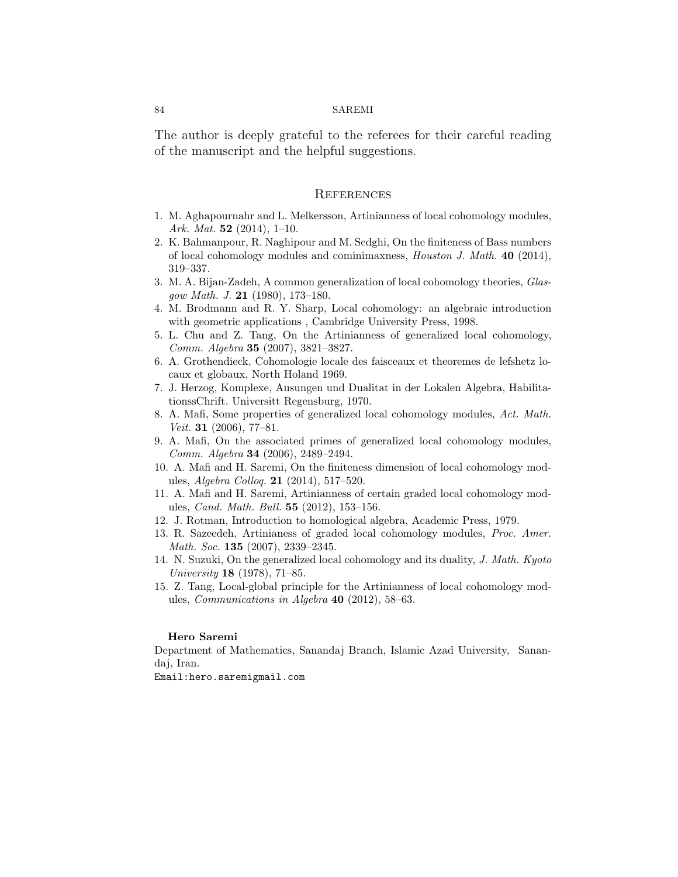The author is deeply grateful to the referees for their careful reading of the manuscript and the helpful suggestions.

## References

1. M. Aghapournahr and L. Melkersson, Artinianness of local cohomology modules, *Ark. Mat.* **52** (2014), 1–10.
2. K. Bahmanpour, R. Naghipour and M. Sedghi, On the finiteness of Bass numbers of local cohomology modules and cominimaxness, *Houston J. Math.* **40** (2014), 319–337.
3. M. A. Bijan-Zadeh, A common generalization of local cohomology theories, *Glasgow Math. J.* **21** (1980), 173–180.
4. M. Brodmann and R. Y. Sharp, Local cohomology: an algebraic introduction with geometric applications , Cambridge University Press, 1998.
5. L. Chu and Z. Tang, On the Artinianness of generalized local cohomology, *Comm. Algebra* **35** (2007), 3821–3827.
6. A. Grothendieck, Cohomologie locale des faisceaux et theoremes de lefshetz locaux et globaux, North Holand 1969.
7. J. Herzog, Komplexe, Ausungen und Dualitat in der Lokalen Algebra, HabilitationssChrift. Universitt Regensburg, 1970.
8. A. Mafi, Some properties of generalized local cohomology modules, *Act. Math. Veit.* **31** (2006), 77–81.
9. A. Mafi, On the associated primes of generalized local cohomology modules, *Comm. Algebra* **34** (2006), 2489–2494.
10. A. Mafi and H. Saremi, On the finiteness dimension of local cohomology modules, *Algebra Colloq.* **21** (2014), 517–520.
11. A. Mafi and H. Saremi, Artinianness of certain graded local cohomology modules, *Cand. Math. Bull.* **55** (2012), 153–156.
12. J. Rotman, Introduction to homological algebra, Academic Press, 1979.
13. R. Sazeedeh, Artinianess of graded local cohomology modules, *Proc. Amer. Math. Soc.* **135** (2007), 2339–2345.
14. N. Suzuki, On the generalized local cohomology and its duality, *J. Math. Kyoto University* **18** (1978), 71–85.
15. Z. Tang, Local-global principle for the Artinianness of local cohomology modules, *Communications in Algebra* **40** (2012), 58–63.

**Hero Saremi**

Department of Mathematics, Sanandaj Branch, Islamic Azad University, Sanandaj, Iran.

Email:hero.saremigmail.com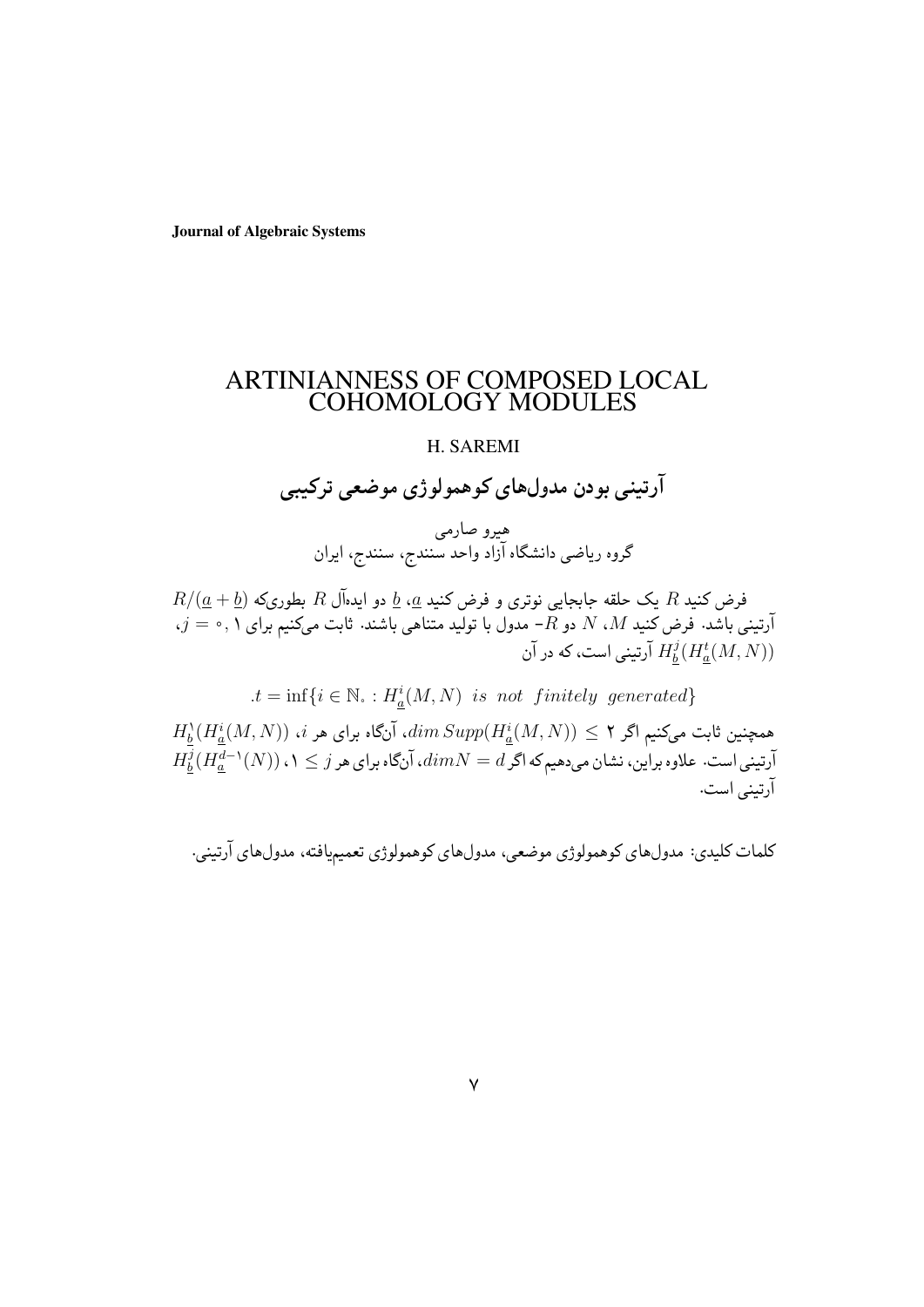Journal of Algebraic Systems

# ARTINIANNESS OF COMPOSED LOCAL COHOMOLOGY MODULES

H. SAREMI

## آرتینی بودن مدول‌های کوهمولوژی موضعی ترکیبی

هیرو صارمی

گروه ریاضی دانشگاه آزاد واحد سنندج، سنندج، ایران

فرض کنید $R$ یک حلقه جابجایی نوتری و فرض کنید $\underline{a}$، $\underline{b}$ دو ایده‌آل $R$ بطوری‌که $R/(\underline{a}+\underline{b})$ آرتینی باشد. فرض کنید $M$، $N$ دو $R$- مدول با تولید متناهی باشند. ثابت می‌کنیم برای $j=0,1$، $H^j_{\underline{b}}(H^t_{\underline{a}}(M,N))$ آرتینی است، که در آن

$$t=\inf\{i\in\mathbb{N}_0 : H^i_{\underline{a}}(M,N)\ \ is\ \ not\ \ finitely\ \ generated\}.$$

همچنین ثابت می‌کنیم اگر $dim\,Supp(H^i_{\underline{a}}(M,N))\leq 2$، آنگاه برای هر $i$، $H^1_{\underline{b}}(H^i_{\underline{a}}(M,N))$ آرتینی است. علاوه براین، نشان می‌دهیم که اگر $dimN=d$، آنگاه برای هر $j\geq 1$، $H^j_{\underline{b}}(H^{d-1}_{\underline{a}}(N))$ آرتینی است.

کلمات کلیدی: مدول‌های کوهمولوژی موضعی، مدول‌های کوهمولوژی تعمیم‌یافته، مدول‌های آرتینی.